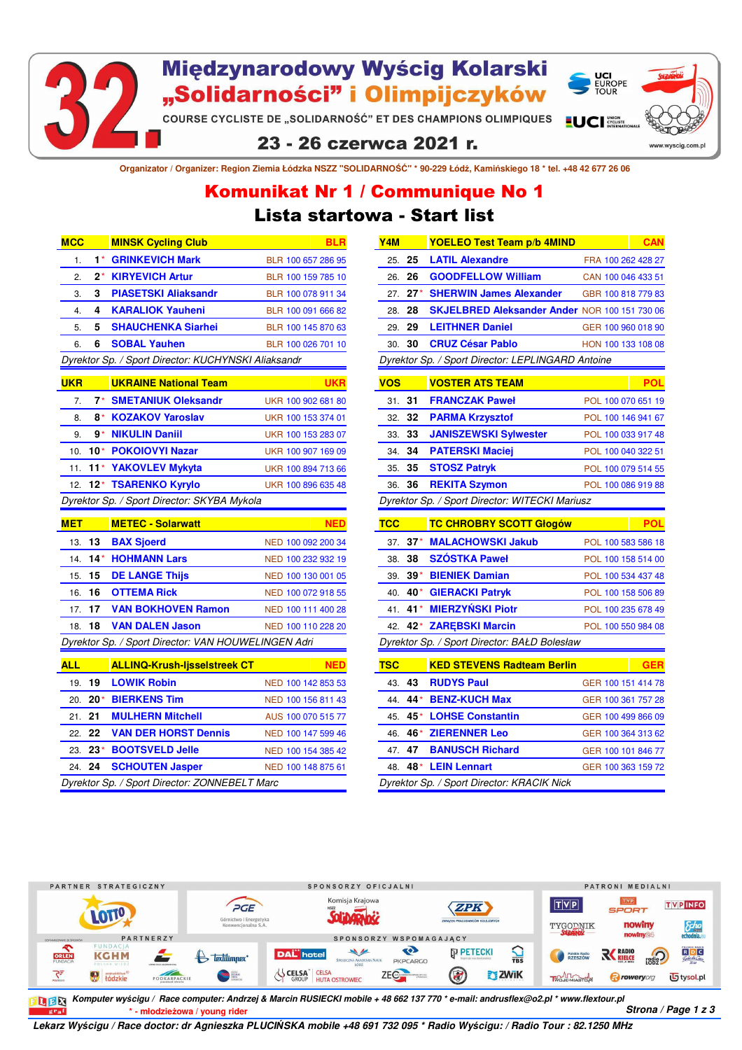# 32. Międzynarodowy Wyścig Kolarski „Solidarności” i Olimpijczyków

COURSE CYCLISTE DE „SOLIDARNOŚĆ” ET DES CHAMPIONS OLYMPIQUES

23 - 26 czerwca 2021 r.

www.wyscig.com.pl

Organizator / Organizer: Region Ziemia Łódzka NSZZ "SOLIDARNOŚĆ" * 90-229 Łódź, Kamińskiego 18 * tel. +48 42 677 26 06

## Komunikat Nr 1 / Communique No 1

## Lista startowa - Start list

| MCC | MINSK Cycling Club | BLR |
|---|---|---|
| 1. 1* | GRINKEVICH Mark | BLR 100 657 286 95 |
| 2. 2* | KIRYEVICH Artur | BLR 100 159 785 10 |
| 3. 3 | PIASETSKI Aliaksandr | BLR 100 078 911 34 |
| 4. 4 | KARALIOK Yauheni | BLR 100 091 666 82 |
| 5. 5 | SHAUCHENKA Siarhei | BLR 100 145 870 63 |
| 6. 6 | SOBAL Yauhen | BLR 100 026 701 10 |

*Dyrektor Sp. / Sport Director: KUCHYNSKI Aliaksandr*

| UKR | UKRAINE National Team | UKR |
|---|---|---|
| 7. 7* | SMETANIUK Oleksandr | UKR 100 902 681 80 |
| 8. 8* | KOZAKOV Yaroslav | UKR 100 153 374 01 |
| 9. 9* | NIKULIN Daniil | UKR 100 153 283 07 |
| 10. 10* | POKOIOVYI Nazar | UKR 100 907 169 09 |
| 11. 11* | YAKOVLEV Mykyta | UKR 100 894 713 66 |
| 12. 12* | TSARENKO Kyrylo | UKR 100 896 635 48 |

*Dyrektor Sp. / Sport Director: SKYBA Mykola*

| MET | METEC - Solarwatt | NED |
|---|---|---|
| 13. 13 | BAX Sjoerd | NED 100 092 200 34 |
| 14. 14* | HOHMANN Lars | NED 100 232 932 19 |
| 15. 15 | DE LANGE Thijs | NED 100 130 001 05 |
| 16. 16 | OTTEMA Rick | NED 100 072 918 55 |
| 17. 17 | VAN BOKHOVEN Ramon | NED 100 111 400 28 |
| 18. 18 | VAN DALEN Jason | NED 100 110 228 20 |

*Dyrektor Sp. / Sport Director: VAN HOUWELINGEN Adri*

| ALL | ALLINQ-Krush-Ijsselstreek CT | NED |
|---|---|---|
| 19. 19 | LOWIK Robin | NED 100 142 853 53 |
| 20. 20* | BIERKENS Tim | NED 100 156 811 43 |
| 21. 21 | MULHERN Mitchell | AUS 100 070 515 77 |
| 22. 22 | VAN DER HORST Dennis | NED 100 147 599 46 |
| 23. 23* | BOOTSVELD Jelle | NED 100 154 385 42 |
| 24. 24 | SCHOUTEN Jasper | NED 100 148 875 61 |

*Dyrektor Sp. / Sport Director: ZONNEBELT Marc*

| Y4M | YOELEO Test Team p/b 4MIND | CAN |
|---|---|---|
| 25. 25 | LATIL Alexandre | FRA 100 262 428 27 |
| 26. 26 | GOODFELLOW William | CAN 100 046 433 51 |
| 27. 27* | SHERWIN James Alexander | GBR 100 818 779 83 |
| 28. 28 | SKJELBRED Aleksander Ander | NOR 100 151 730 06 |
| 29. 29 | LEITHNER Daniel | GER 100 960 018 90 |
| 30. 30 | CRUZ César Pablo | HON 100 133 108 08 |

*Dyrektor Sp. / Sport Director: LEPLINGARD Antoine*

| VOS | VOSTER ATS TEAM | POL |
|---|---|---|
| 31. 31 | FRANCZAK Paweł | POL 100 070 651 19 |
| 32. 32 | PARMA Krzysztof | POL 100 146 941 67 |
| 33. 33 | JANISZEWSKI Sylwester | POL 100 033 917 48 |
| 34. 34 | PATERSKI Maciej | POL 100 040 322 51 |
| 35. 35 | STOSZ Patryk | POL 100 079 514 55 |
| 36. 36 | REKITA Szymon | POL 100 086 919 88 |

*Dyrektor Sp. / Sport Director: WITECKI Mariusz*

| TCC | TC CHROBRY SCOTT Głogów | POL |
|---|---|---|
| 37. 37* | MALACHOWSKI Jakub | POL 100 583 586 18 |
| 38. 38 | SZÓSTKA Paweł | POL 100 158 514 00 |
| 39. 39* | BIENIEK Damian | POL 100 534 437 48 |
| 40. 40* | GIERACKI Patryk | POL 100 158 506 89 |
| 41. 41* | MIERZYŃSKI Piotr | POL 100 235 678 49 |
| 42. 42* | ZARĘBSKI Marcin | POL 100 550 984 08 |

*Dyrektor Sp. / Sport Director: BAŁD Bolesław*

| TSC | KED STEVENS Radteam Berlin | GER |
|---|---|---|
| 43. 43 | RUDYS Paul | GER 100 151 414 78 |
| 44. 44* | BENZ-KUCH Max | GER 100 361 757 28 |
| 45. 45* | LOHSE Constantin | GER 100 499 866 09 |
| 46. 46* | ZIERENNER Leo | GER 100 364 313 62 |
| 47. 47 | BANUSCH Richard | GER 100 101 846 77 |
| 48. 48* | LEIN Lennart | GER 100 363 159 72 |

*Dyrektor Sp. / Sport Director: KRACIK Nick*

PARTNER STRATEGICZNY · SPONSORZY OFICJALNI · PATRONI MEDIALNI · PARTNERZY · SPONSORZY WSPOMAGAJĄCY

*Komputer wyścigu / Race computer: Andrzej & Marcin RUSIECKI mobile + 48 662 137 770 * e-mail: andrusflex@o2.pl * www.flextour.pl*

\* - młodzieżowa / young rider

*Lekarz Wyścigu / Race doctor: dr Agnieszka PLUCIŃSKA mobile +48 691 732 095 * Radio Wyścigu: / Radio Tour : 82.1250 MHz*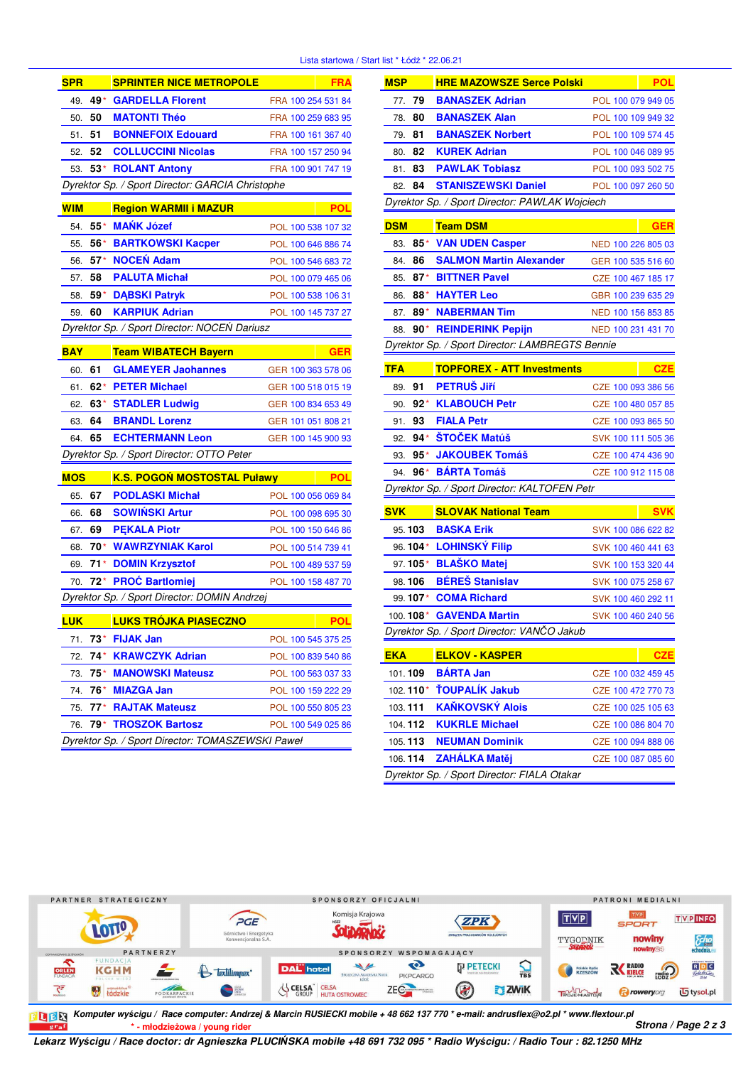Lista startowa / Start list * Łódź * 22.06.21

| SPR | SPRINTER NICE METROPOLE | FRA |
|---|---|---|
| 49. **49*** | **GARDELLA Florent** | FRA 100 254 531 84 |
| 50. **50** | **MATONTI Théo** | FRA 100 259 683 95 |
| 51. **51** | **BONNEFOIX Edouard** | FRA 100 161 367 40 |
| 52. **52** | **COLLUCCINI Nicolas** | FRA 100 157 250 94 |
| 53. **53*** | **ROLANT Antony** | FRA 100 901 747 19 |

*Dyrektor Sp. / Sport Director: GARCIA Christophe*

| WIM | Region WARMII i MAZUR | POL |
|---|---|---|
| 54. **55*** | **MAŃK Józef** | POL 100 538 107 32 |
| 55. **56*** | **BARTKOWSKI Kacper** | POL 100 646 886 74 |
| 56. **57*** | **NOCEŃ Adam** | POL 100 546 683 72 |
| 57. **58** | **PALUTA Michał** | POL 100 079 465 06 |
| 58. **59*** | **DĄBSKI Patryk** | POL 100 538 106 31 |
| 59. **60** | **KARPIUK Adrian** | POL 100 145 737 27 |

*Dyrektor Sp. / Sport Director: NOCEŃ Dariusz*

| BAY | Team WIBATECH Bayern | GER |
|---|---|---|
| 60. **61** | **GLAMEYER Jaohannes** | GER 100 363 578 06 |
| 61. **62*** | **PETER Michael** | GER 100 518 015 19 |
| 62. **63*** | **STADLER Ludwig** | GER 100 834 653 49 |
| 63. **64** | **BRANDL Lorenz** | GER 101 051 808 21 |
| 64. **65** | **ECHTERMANN Leon** | GER 100 145 900 93 |

*Dyrektor Sp. / Sport Director: OTTO Peter*

| MOS | K.S. POGOŃ MOSTOSTAL Puławy | POL |
|---|---|---|
| 65. **67** | **PODLASKI Michał** | POL 100 056 069 84 |
| 66. **68** | **SOWIŃSKI Artur** | POL 100 098 695 30 |
| 67. **69** | **PĘKALA Piotr** | POL 100 150 646 86 |
| 68. **70*** | **WAWRZYNIAK Karol** | POL 100 514 739 41 |
| 69. **71*** | **DOMIN Krzysztof** | POL 100 489 537 59 |
| 70. **72*** | **PROĆ Bartlomiej** | POL 100 158 487 70 |

*Dyrektor Sp. / Sport Director: DOMIN Andrzej*

| LUK | LUKS TRÓJKA PIASECZNO | POL |
|---|---|---|
| 71. **73*** | **FIJAK Jan** | POL 100 545 375 25 |
| 72. **74*** | **KRAWCZYK Adrian** | POL 100 839 540 86 |
| 73. **75*** | **MANOWSKI Mateusz** | POL 100 563 037 33 |
| 74. **76*** | **MIAZGA Jan** | POL 100 159 222 29 |
| 75. **77*** | **RAJTAK Mateusz** | POL 100 550 805 23 |
| 76. **79*** | **TROSZOK Bartosz** | POL 100 549 025 86 |

*Dyrektor Sp. / Sport Director: TOMASZEWSKI Paweł*

| MSP | HRE MAZOWSZE Serce Polski | POL |
|---|---|---|
| 77. **79** | **BANASZEK Adrian** | POL 100 079 949 05 |
| 78. **80** | **BANASZEK Alan** | POL 100 109 949 32 |
| 79. **81** | **BANASZEK Norbert** | POL 100 109 574 45 |
| 80. **82** | **KUREK Adrian** | POL 100 046 089 95 |
| 81. **83** | **PAWLAK Tobiasz** | POL 100 093 502 75 |
| 82. **84** | **STANISZEWSKI Daniel** | POL 100 097 260 50 |

*Dyrektor Sp. / Sport Director: PAWLAK Wojciech*

| DSM | Team DSM | GER |
|---|---|---|
| 83. **85*** | **VAN UDEN Casper** | NED 100 226 805 03 |
| 84. **86** | **SALMON Martin Alexander** | GER 100 535 516 60 |
| 85. **87*** | **BITTNER Pavel** | CZE 100 467 185 17 |
| 86. **88*** | **HAYTER Leo** | GBR 100 239 635 29 |
| 87. **89*** | **NABERMAN Tim** | NED 100 156 853 85 |
| 88. **90*** | **REINDERINK Pepijn** | NED 100 231 431 70 |

*Dyrektor Sp. / Sport Director: LAMBREGTS Bennie*

| TFA | TOPFOREX - ATT Investments | CZE |
|---|---|---|
| 89. **91** | **PETRUŠ Jiří** | CZE 100 093 386 56 |
| 90. **92*** | **KLABOUCH Petr** | CZE 100 480 057 85 |
| 91. **93** | **FIALA Petr** | CZE 100 093 865 50 |
| 92. **94*** | **ŠTOČEK Matúš** | SVK 100 111 505 36 |
| 93. **95*** | **JAKOUBEK Tomáš** | CZE 100 474 436 90 |
| 94. **96*** | **BÁRTA Tomáš** | CZE 100 912 115 08 |

*Dyrektor Sp. / Sport Director: KALTOFEN Petr*

| SVK | SLOVAK National Team | SVK |
|---|---|---|
| 95. **103** | **BASKA Erik** | SVK 100 086 622 82 |
| 96. **104*** | **LOHINSKÝ Filip** | SVK 100 460 441 63 |
| 97. **105*** | **BLAŠKO Matej** | SVK 100 153 320 44 |
| 98. **106** | **BÉREŠ Stanislav** | SVK 100 075 258 67 |
| 99. **107*** | **COMA Richard** | SVK 100 460 292 11 |
| 100. **108*** | **GAVENDA Martin** | SVK 100 460 240 56 |

*Dyrektor Sp. / Sport Director: VANČO Jakub*

| EKA | ELKOV - KASPER | CZE |
|---|---|---|
| 101. **109** | **BÁRTA Jan** | CZE 100 032 459 45 |
| 102. **110*** | **ŤOUPALÍK Jakub** | CZE 100 472 770 73 |
| 103. **111** | **KAŇKOVSKÝ Alois** | CZE 100 025 105 63 |
| 104. **112** | **KUKRLE Michael** | CZE 100 086 804 70 |
| 105. **113** | **NEUMAN Dominik** | CZE 100 094 888 06 |
| 106. **114** | **ZAHÁLKA Matěj** | CZE 100 087 085 60 |

*Dyrektor Sp. / Sport Director: FIALA Otakar*

PARTNER STRATEGICZNY · SPONSORZY OFICJALNI · PATRONI MEDIALNI · PARTNERZY · SPONSORZY WSPOMAGAJĄCY

***Komputer wyścigu / Race computer: Andrzej & Marcin RUSIECKI mobile + 48 662 137 770 * e-mail: andrusflex@o2.pl * www.flextour.pl***

*** - młodzieżowa / young rider**

***Lekarz Wyścigu / Race doctor: dr Agnieszka PLUCIŃSKA mobile +48 691 732 095 * Radio Wyścigu: / Radio Tour : 82.1250 MHz***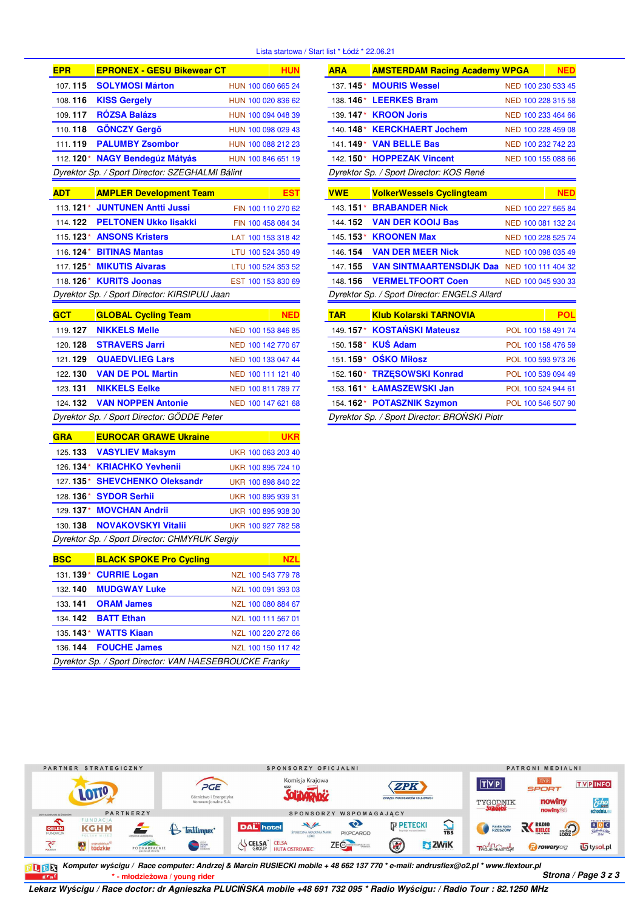Lista startowa / Start list * Łódź * 22.06.21

| EPR | EPRONEX - GESU Bikewear CT | HUN |
|---|---|---|
| 107. 115 | SOLYMOSI Márton | HUN 100 060 665 24 |
| 108. 116 | KISS Gergely | HUN 100 020 836 62 |
| 109. 117 | RÓZSA Balázs | HUN 100 094 048 39 |
| 110. 118 | GÖNCZY Gergő | HUN 100 098 029 43 |
| 111. 119 | PALUMBY Zsombor | HUN 100 088 212 23 |
| 112. 120* | NAGY Bendegúz Mátyás | HUN 100 846 651 19 |

*Dyrektor Sp. / Sport Director: SZEGHALMI Bálint*

| ADT | AMPLER Development Team | EST |
|---|---|---|
| 113. 121* | JUNTUNEN Antti Jussi | FIN 100 110 270 62 |
| 114. 122 | PELTONEN Ukko Iisakki | FIN 100 458 084 34 |
| 115. 123* | ANSONS Kristers | LAT 100 153 318 42 |
| 116. 124* | BITINAS Mantas | LTU 100 524 350 49 |
| 117. 125* | MIKUTIS Aivaras | LTU 100 524 353 52 |
| 118. 126* | KURITS Joonas | EST 100 153 830 69 |

*Dyrektor Sp. / Sport Director: KIRSIPUU Jaan*

| GCT | GLOBAL Cycling Team | NED |
|---|---|---|
| 119. 127 | NIKKELS Melle | NED 100 153 846 85 |
| 120. 128 | STRAVERS Jarri | NED 100 142 770 67 |
| 121. 129 | QUAEDVLIEG Lars | NED 100 133 047 44 |
| 122. 130 | VAN DE POL Martin | NED 100 111 121 40 |
| 123. 131 | NIKKELS Eelke | NED 100 811 789 77 |
| 124. 132 | VAN NOPPEN Antonie | NED 100 147 621 68 |

*Dyrektor Sp. / Sport Director: GÖDDE Peter*

| GRA | EUROCAR GRAWE Ukraine | UKR |
|---|---|---|
| 125. 133 | VASYLIEV Maksym | UKR 100 063 203 40 |
| 126. 134* | KRIACHKO Yevhenii | UKR 100 895 724 10 |
| 127. 135* | SHEVCHENKO Oleksandr | UKR 100 898 840 22 |
| 128. 136* | SYDOR Serhii | UKR 100 895 939 31 |
| 129. 137* | MOVCHAN Andrii | UKR 100 895 938 30 |
| 130. 138 | NOVAKOVSKYI Vitalii | UKR 100 927 782 58 |

*Dyrektor Sp. / Sport Director: CHMYRUK Sergiy*

| BSC | BLACK SPOKE Pro Cycling | NZL |
|---|---|---|
| 131. 139* | CURRIE Logan | NZL 100 543 779 78 |
| 132. 140 | MUDGWAY Luke | NZL 100 091 393 03 |
| 133. 141 | ORAM James | NZL 100 080 884 67 |
| 134. 142 | BATT Ethan | NZL 100 111 567 01 |
| 135. 143* | WATTS Kiaan | NZL 100 220 272 66 |
| 136. 144 | FOUCHE James | NZL 100 150 117 42 |

*Dyrektor Sp. / Sport Director: VAN HAESEBROUCKE Franky*

| ARA | AMSTERDAM Racing Academy WPGA | NED |
|---|---|---|
| 137. 145* | MOURIS Wessel | NED 100 230 533 45 |
| 138. 146* | LEERKES Bram | NED 100 228 315 58 |
| 139. 147* | KROON Joris | NED 100 233 464 66 |
| 140. 148* | KERCKHAERT Jochem | NED 100 228 459 08 |
| 141. 149* | VAN BELLE Bas | NED 100 232 742 23 |
| 142. 150* | HOPPEZAK Vincent | NED 100 155 088 66 |

*Dyrektor Sp. / Sport Director: KOS René*

| VWE | VolkerWessels Cyclingteam | NED |
|---|---|---|
| 143. 151* | BRABANDER Nick | NED 100 227 565 84 |
| 144. 152 | VAN DER KOOIJ Bas | NED 100 081 132 24 |
| 145. 153* | KROONEN Max | NED 100 228 525 74 |
| 146. 154 | VAN DER MEER Nick | NED 100 098 035 49 |
| 147. 155 | VAN SINTMAARTENSDIJK Daa | NED 100 111 404 32 |
| 148. 156 | VERMELTFOORT Coen | NED 100 045 930 33 |

*Dyrektor Sp. / Sport Director: ENGELS Allard*

| TAR | Klub Kolarski TARNOVIA | POL |
|---|---|---|
| 149. 157* | KOSTAŃSKI Mateusz | POL 100 158 491 74 |
| 150. 158* | KUŚ Adam | POL 100 158 476 59 |
| 151. 159* | OŚKO Miłosz | POL 100 593 973 26 |
| 152. 160* | TRZĘSOWSKI Konrad | POL 100 539 094 49 |
| 153. 161* | ŁAMASZEWSKI Jan | POL 100 524 944 61 |
| 154. 162* | POTASZNIK Szymon | POL 100 546 507 90 |

*Dyrektor Sp. / Sport Director: BROŃSKI Piotr*

PARTNER STRATEGICZNY · SPONSORZY OFICJALNI · PATRONI MEDIALNI · PARTNERZY · SPONSORZY WSPOMAGAJĄCY

*Komputer wyścigu / Race computer: Andrzej & Marcin RUSIECKI mobile + 48 662 137 770 * e-mail: andrusflex@o2.pl * www.flextour.pl*

\* - młodzieżowa / young rider

*Lekarz Wyścigu / Race doctor: dr Agnieszka PLUCIŃSKA mobile +48 691 732 095 * Radio Wyścigu: / Radio Tour : 82.1250 MHz*